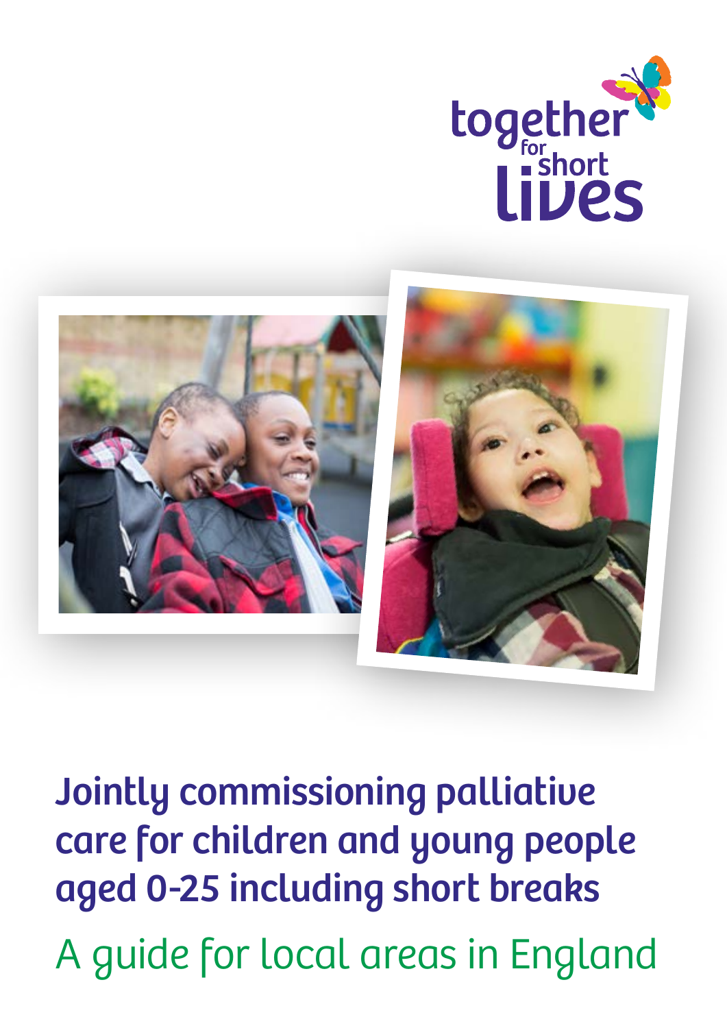together for short lives

# Jointly commissioning palliative care for children and young people aged 0-25 including short breaks

## A guide for local areas in England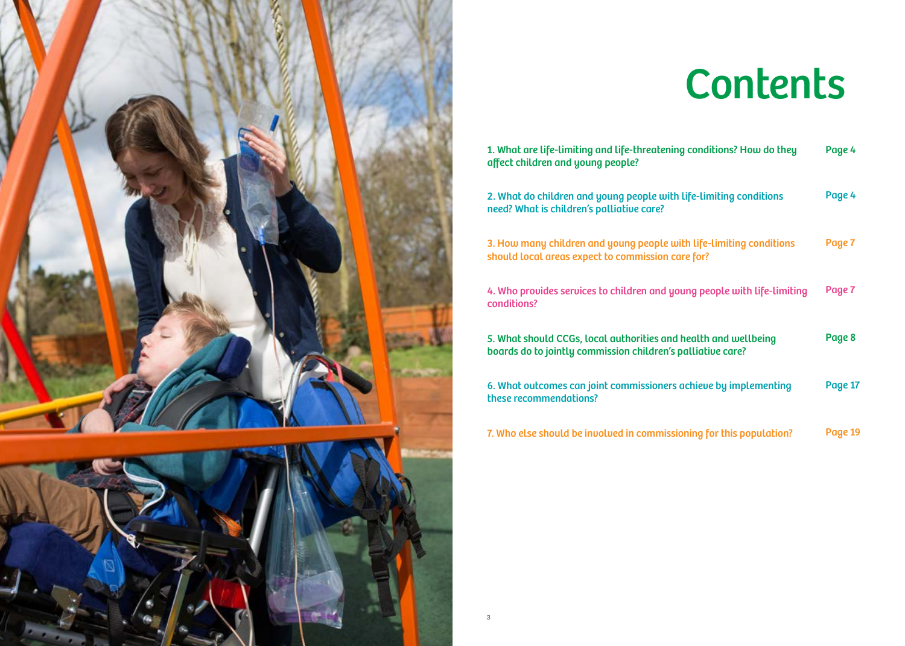# Contents

| | |
|---|---|
| 1. What are life-limiting and life-threatening conditions? How do they affect children and young people? | Page 4 |
| 2. What do children and young people with life-limiting conditions need? What is children's palliative care? | Page 4 |
| 3. How many children and young people with life-limiting conditions should local areas expect to commission care for? | Page 7 |
| 4. Who provides services to children and young people with life-limiting conditions? | Page 7 |
| 5. What should CCGs, local authorities and health and wellbeing boards do to jointly commission children's palliative care? | Page 8 |
| 6. What outcomes can joint commissioners achieve by implementing these recommendations? | Page 17 |
| 7. Who else should be involved in commissioning for this population? | Page 19 |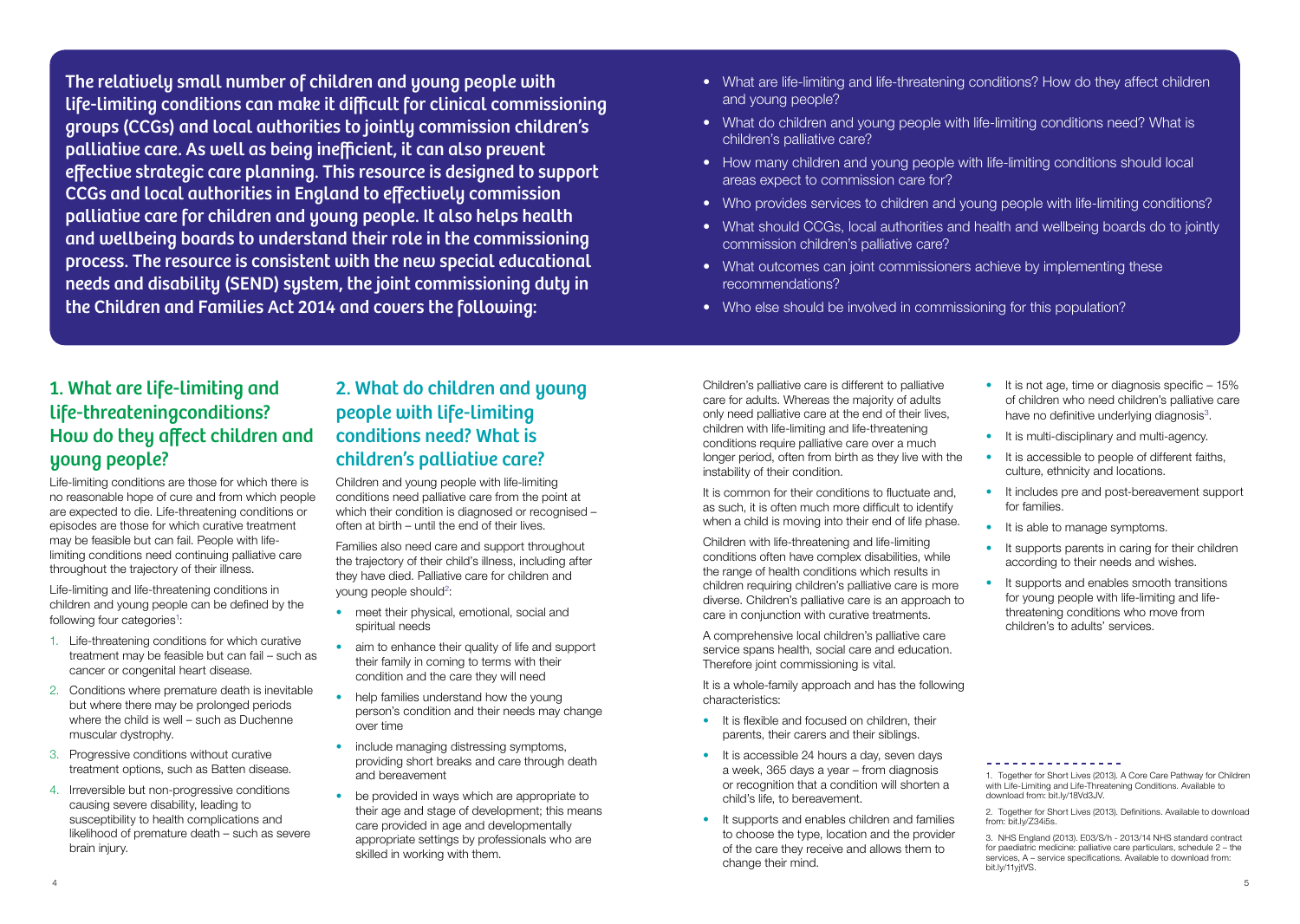The relatively small number of children and young people with life-limiting conditions can make it difficult for clinical commissioning groups (CCGs) and local authorities to jointly commission children's palliative care. As well as being inefficient, it can also prevent effective strategic care planning. This resource is designed to support CCGs and local authorities in England to effectively commission palliative care for children and young people. It also helps health and wellbeing boards to understand their role in the commissioning process. The resource is consistent with the new special educational needs and disability (SEND) system, the joint commissioning duty in the Children and Families Act 2014 and covers the following:

- What are life-limiting and life-threatening conditions? How do they affect children and young people?
- What do children and young people with life-limiting conditions need? What is children's palliative care?
- How many children and young people with life-limiting conditions should local areas expect to commission care for?
- Who provides services to children and young people with life-limiting conditions?
- What should CCGs, local authorities and health and wellbeing boards do to jointly commission children's palliative care?
- What outcomes can joint commissioners achieve by implementing these recommendations?
- Who else should be involved in commissioning for this population?

## 1. What are life-limiting and life-threateningconditions? How do they affect children and young people?

Life-limiting conditions are those for which there is no reasonable hope of cure and from which people are expected to die. Life-threatening conditions or episodes are those for which curative treatment may be feasible but can fail. People with life-limiting conditions need continuing palliative care throughout the trajectory of their illness.

Life-limiting and life-threatening conditions in children and young people can be defined by the following four categories[1]:

1. Life-threatening conditions for which curative treatment may be feasible but can fail – such as cancer or congenital heart disease.
2. Conditions where premature death is inevitable but where there may be prolonged periods where the child is well – such as Duchenne muscular dystrophy.
3. Progressive conditions without curative treatment options, such as Batten disease.
4. Irreversible but non-progressive conditions causing severe disability, leading to susceptibility to health complications and likelihood of premature death – such as severe brain injury.

## 2. What do children and young people with life-limiting conditions need? What is children's palliative care?

Children and young people with life-limiting conditions need palliative care from the point at which their condition is diagnosed or recognised – often at birth – until the end of their lives.

Families also need care and support throughout the trajectory of their child's illness, including after they have died. Palliative care for children and young people should[2]:

- meet their physical, emotional, social and spiritual needs
- aim to enhance their quality of life and support their family in coming to terms with their condition and the care they will need
- help families understand how the young person's condition and their needs may change over time
- include managing distressing symptoms, providing short breaks and care through death and bereavement
- be provided in ways which are appropriate to their age and stage of development; this means care provided in age and developmentally appropriate settings by professionals who are skilled in working with them.

Children's palliative care is different to palliative care for adults. Whereas the majority of adults only need palliative care at the end of their lives, children with life-limiting and life-threatening conditions require palliative care over a much longer period, often from birth as they live with the instability of their condition.

It is common for their conditions to fluctuate and, as such, it is often much more difficult to identify when a child is moving into their end of life phase.

Children with life-threatening and life-limiting conditions often have complex disabilities, while the range of health conditions which results in children requiring children's palliative care is more diverse. Children's palliative care is an approach to care in conjunction with curative treatments.

A comprehensive local children's palliative care service spans health, social care and education. Therefore joint commissioning is vital.

It is a whole-family approach and has the following characteristics:

- It is flexible and focused on children, their parents, their carers and their siblings.
- It is accessible 24 hours a day, seven days a week, 365 days a year – from diagnosis or recognition that a condition will shorten a child's life, to bereavement.
- It supports and enables children and families to choose the type, location and the provider of the care they receive and allows them to change their mind.
- It is not age, time or diagnosis specific – 15% of children who need children's palliative care have no definitive underlying diagnosis[3].
- It is multi-disciplinary and multi-agency.
- It is accessible to people of different faiths, culture, ethnicity and locations.
- It includes pre and post-bereavement support for families.
- It is able to manage symptoms.
- It supports parents in caring for their children according to their needs and wishes.
- It supports and enables smooth transitions for young people with life-limiting and life-threatening conditions who move from children's to adults' services.

1. Together for Short Lives (2013). A Core Care Pathway for Children with Life-Limiting and Life-Threatening Conditions. Available to download from: bit.ly/18Vd3JV.

2. Together for Short Lives (2013). Definitions. Available to download from: bit.ly/Z34i5s.

3. NHS England (2013). E03/S/h - 2013/14 NHS standard contract for paediatric medicine: palliative care particulars, schedule 2 – the services, A – service specifications. Available to download from: bit.ly/11yjtVS.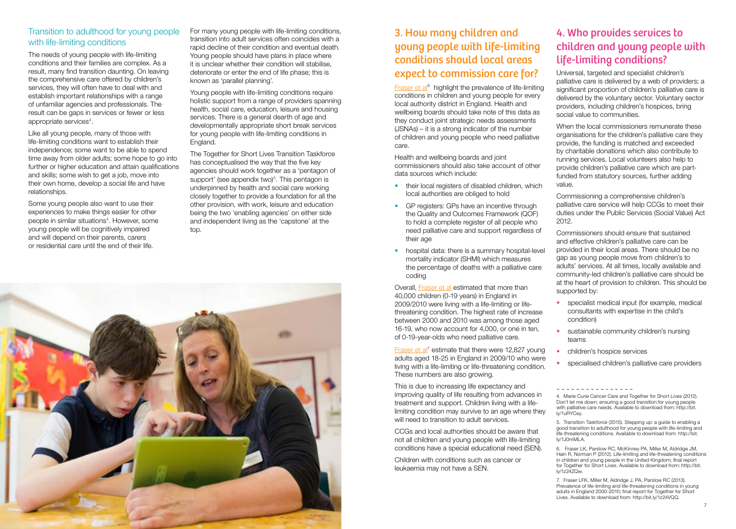## Transition to adulthood for young people with life-limiting conditions

The needs of young people with life-limiting conditions and their families are complex. As a result, many find transition daunting. On leaving the comprehensive care offered by children's services, they will often have to deal with and establish important relationships with a range of unfamiliar agencies and professionals. The result can be gaps in services or fewer or less appropriate services[4].

Like all young people, many of those with life-limiting conditions want to establish their independence; some want to be able to spend time away from older adults; some hope to go into further or higher education and attain qualifications and skills; some wish to get a job, move into their own home, develop a social life and have relationships.

Some young people also want to use their experiences to make things easier for other people in similar situations[4]. However, some young people will be cognitively impaired and will depend on their parents, carers or residential care until the end of their life.

For many young people with life-limiting conditions, transition into adult services often coincides with a rapid decline of their condition and eventual death. Young people should have plans in place where it is unclear whether their condition will stabilise, deteriorate or enter the end of life phase; this is known as 'parallel planning'.

Young people with life-limiting conditions require holistic support from a range of providers spanning health, social care, education, leisure and housing services. There is a general dearth of age and developmentally appropriate short break services for young people with life-limiting conditions in England.

The Together for Short Lives Transition Taskforce has conceptualised the way that the five key agencies should work together as a 'pentagon of support' (see appendix two)[5]. This pentagon is underpinned by health and social care working closely together to provide a foundation for all the other provision, with work, leisure and education being the two 'enabling agencies' on either side and independent living as the 'capstone' at the top.

## 3. How many children and young people with life-limiting conditions should local areas expect to commission care for?

Fraser et al[6] highlight the prevalence of life-limiting conditions in children and young people for every local authority district in England. Health and wellbeing boards should take note of this data as they conduct joint strategic needs assessments (JSNAs) – it is a strong indicator of the number of children and young people who need palliative care.

Health and wellbeing boards and joint commissioners should also take account of other data sources which include:

- their local registers of disabled children, which local authorities are obliged to hold
- GP registers: GPs have an incentive through the Quality and Outcomes Framework (QOF) to hold a complete register of all people who need palliative care and support regardless of their age
- hospital data: there is a summary hospital-level mortality indicator (SHMI) which measures the percentage of deaths with a palliative care coding

Overall, Fraser et al estimated that more than 40,000 children (0-19 years) in England in 2009/2010 were living with a life-limiting or life-threatening condition. The highest rate of increase between 2000 and 2010 was among those aged 16-19, who now account for 4,000, or one in ten, of 0-19-year-olds who need palliative care.

Fraser et al[7] estimate that there were 12,827 young adults aged 18-25 in England in 2009/10 who were living with a life-limiting or life-threatening condition. These numbers are also growing.

This is due to increasing life expectancy and improving quality of life resulting from advances in treatment and support. Children living with a life-limiting condition may survive to an age where they will need to transition to adult services.

CCGs and local authorities should be aware that not all children and young people with life-limiting conditions have a special educational need (SEN).

Children with conditions such as cancer or leukaemia may not have a SEN.

## 4. Who provides services to children and young people with life-limiting conditions?

Universal, targeted and specialist children's palliative care is delivered by a web of providers; a significant proportion of children's palliative care is delivered by the voluntary sector. Voluntary sector providers, including children's hospices, bring social value to communities.

When the local commissioners remunerate these organisations for the children's palliative care they provide, the funding is matched and exceeded by charitable donations which also contribute to running services. Local volunteers also help to provide children's palliative care which are part-funded from statutory sources, further adding value.

Commissioning a comprehensive children's palliative care service will help CCGs to meet their duties under the Public Services (Social Value) Act 2012.

Commissioners should ensure that sustained and effective children's palliative care can be provided in their local areas. There should be no gap as young people move from children's to adults' services. At all times, locally available and community-led children's palliative care should be at the heart of provision to children. This should be supported by:

- specialist medical input (for example, medical consultants with expertise in the child's condition)
- sustainable community children's nursing teams
- children's hospice services
- specialised children's palliative care providers

---

4. Marie Curie Cancer Care and Together for Short Lives (2012). Don't let me down: ensuring a good transition for young people with palliative care needs. Available to download from: http://bit.ly/1uRYCey.

5. Transition Taskforce (2015). Stepping up: a guide to enabling a good transition to adulthood for young people with life-limiting and life-threatening conditions. Available to download from: http://bit.ly/1J0mMLA.

6. Fraser LK, Parslow RC, McKinney PA, Miller M, Aldridge JM, Hain R, Norman P (2012). Life-limiting and life-threatening conditions in children and young people in the United Kingdom; final report for Together for Short Lives. Available to download from: http://bit.ly/1z24ZQw.

7. Fraser LFK, Miller M, Aldridge J, PA, Parslow RC (2013). Prevalence of life-limiting and life-threatening conditions in young adults in England 2000-2010; final report for Together for Short Lives. Available to download from: http://bit.ly/1z24VQQ.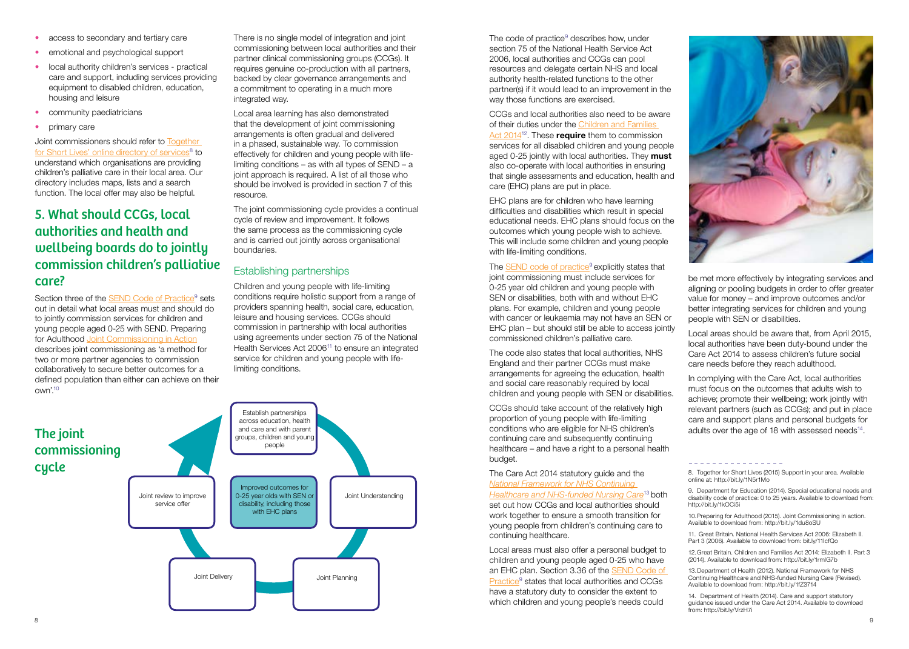- access to secondary and tertiary care
- emotional and psychological support
- local authority children's services - practical care and support, including services providing equipment to disabled children, education, housing and leisure
- community paediatricians
- primary care

Joint commissioners should refer to Together for Short Lives' online directory of services[8] to understand which organisations are providing children's palliative care in their local area. Our directory includes maps, lists and a search function. The local offer may also be helpful.

## 5. What should CCGs, local authorities and health and wellbeing boards do to jointly commission children's palliative care?

Section three of the SEND Code of Practice[9] sets out in detail what local areas must and should do to jointly commission services for children and young people aged 0-25 with SEND. Preparing for Adulthood Joint Commissioning in Action describes joint commissioning as 'a method for two or more partner agencies to commission collaboratively to secure better outcomes for a defined population than either can achieve on their own'.[10]

There is no single model of integration and joint commissioning between local authorities and their partner clinical commissioning groups (CCGs). It requires genuine co-production with all partners, backed by clear governance arrangements and a commitment to operating in a much more integrated way.

Local area learning has also demonstrated that the development of joint commissioning arrangements is often gradual and delivered in a phased, sustainable way. To commission effectively for children and young people with life-limiting conditions – as with all types of SEND – a joint approach is required. A list of all those who should be involved is provided in section 7 of this resource.

The joint commissioning cycle provides a continual cycle of review and improvement. It follows the same process as the commissioning cycle and is carried out jointly across organisational boundaries.

### Establishing partnerships

Children and young people with life-limiting conditions require holistic support from a range of providers spanning health, social care, education, leisure and housing services. CCGs should commission in partnership with local authorities using agreements under section 75 of the National Health Services Act 2006[11] to ensure an integrated service for children and young people with life-limiting conditions.

## The joint commissioning cycle

- Establish partnerships across education, health and care and with parent groups, children and young people
- Joint Understanding
- Joint Planning
- Joint Delivery
- Joint review to improve service offer

Centre: Improved outcomes for 0-25 year olds with SEN or disability, including those with EHC plans

The code of practice[9] describes how, under section 75 of the National Health Service Act 2006, local authorities and CCGs can pool resources and delegate certain NHS and local authority health-related functions to the other partner(s) if it would lead to an improvement in the way those functions are exercised.

CCGs and local authorities also need to be aware of their duties under the Children and Families Act 2014[12]. These **require** them to commission services for all disabled children and young people aged 0-25 jointly with local authorities. They **must** also co-operate with local authorities in ensuring that single assessments and education, health and care (EHC) plans are put in place.

EHC plans are for children who have learning difficulties and disabilities which result in special educational needs. EHC plans should focus on the outcomes which young people wish to achieve. This will include some children and young people with life-limiting conditions.

The SEND code of practice[9] explicitly states that joint commissioning must include services for 0-25 year old children and young people with SEN or disabilities, both with and without EHC plans. For example, children and young people with cancer or leukaemia may not have an SEN or EHC plan – but should still be able to access jointly commissioned children's palliative care.

The code also states that local authorities, NHS England and their partner CCGs must make arrangements for agreeing the education, health and social care reasonably required by local children and young people with SEN or disabilities.

CCGs should take account of the relatively high proportion of young people with life-limiting conditions who are eligible for NHS children's continuing care and subsequently continuing healthcare – and have a right to a personal health budget.

The Care Act 2014 statutory guide and the *National Framework for NHS Continuing Healthcare and NHS-funded Nursing Care*[13] both set out how CCGs and local authorities should work together to ensure a smooth transition for young people from children's continuing care to continuing healthcare.

Local areas must also offer a personal budget to children and young people aged 0-25 who have an EHC plan. Section 3.36 of the SEND Code of Practice[9] states that local authorities and CCGs have a statutory duty to consider the extent to which children and young people's needs could be met more effectively by integrating services and aligning or pooling budgets in order to offer greater value for money – and improve outcomes and/or better integrating services for children and young people with SEN or disabilities.

Local areas should be aware that, from April 2015, local authorities have been duty-bound under the Care Act 2014 to assess children's future social care needs before they reach adulthood.

In complying with the Care Act, local authorities must focus on the outcomes that adults wish to achieve; promote their wellbeing; work jointly with relevant partners (such as CCGs); and put in place care and support plans and personal budgets for adults over the age of 18 with assessed needs[14].

---

8. Together for Short Lives (2015) Support in your area. Available online at: http://bit.ly/1N5r1Mo

9. Department for Education (2014). Special educational needs and disability code of practice: 0 to 25 years. Available to download from: http://bit.ly/1kOCi5i

10. Preparing for Adulthood (2015). Joint Commissioning in action. Available to download from: http://bit.ly/1du8oSU

11. Great Britain. National Health Services Act 2006: Elizabeth II. Part 3 (2006). Available to download from: bit.ly/11lcfQo

12. Great Britain. Children and Families Act 2014: Elizabeth II. Part 3 (2014). Available to download from: http://bit.ly/1rmlG7b

13. Department of Health (2012). National Framework for NHS Continuing Healthcare and NHS-funded Nursing Care (Revised). Available to download from: http://bit.ly/1fZ3714

14. Department of Health (2014). Care and support statutory guidance issued under the Care Act 2014. Available to download from: http://bit.ly/VrzH7i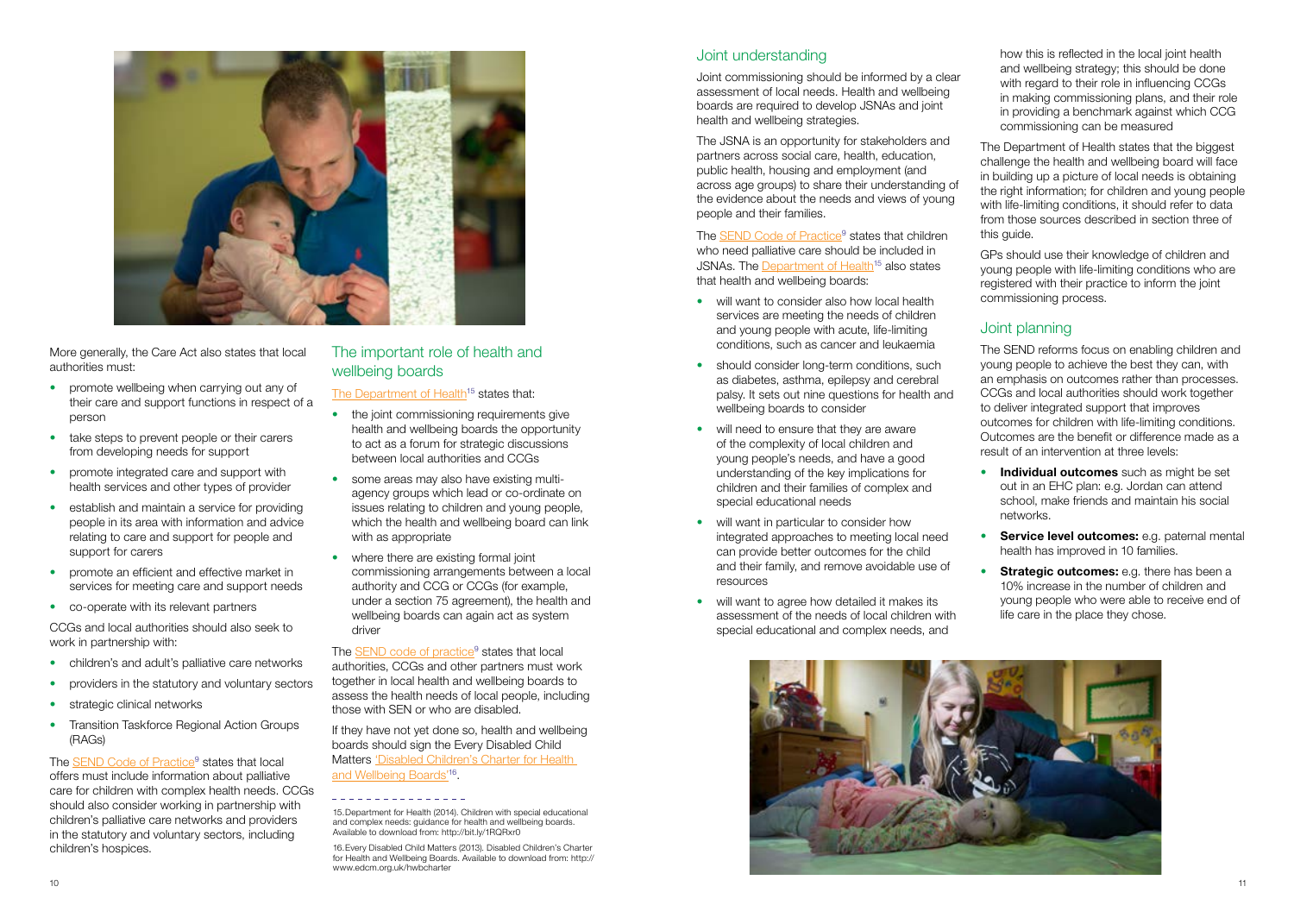More generally, the Care Act also states that local authorities must:

- promote wellbeing when carrying out any of their care and support functions in respect of a person
- take steps to prevent people or their carers from developing needs for support
- promote integrated care and support with health services and other types of provider
- establish and maintain a service for providing people in its area with information and advice relating to care and support for people and support for carers
- promote an efficient and effective market in services for meeting care and support needs
- co-operate with its relevant partners

CCGs and local authorities should also seek to work in partnership with:

- children's and adult's palliative care networks
- providers in the statutory and voluntary sectors
- strategic clinical networks
- Transition Taskforce Regional Action Groups (RAGs)

The SEND Code of Practice[9] states that local offers must include information about palliative care for children with complex health needs. CCGs should also consider working in partnership with children's palliative care networks and providers in the statutory and voluntary sectors, including children's hospices.

## The important role of health and wellbeing boards

The Department of Health[15] states that:

- the joint commissioning requirements give health and wellbeing boards the opportunity to act as a forum for strategic discussions between local authorities and CCGs
- some areas may also have existing multi-agency groups which lead or co-ordinate on issues relating to children and young people, which the health and wellbeing board can link with as appropriate
- where there are existing formal joint commissioning arrangements between a local authority and CCG or CCGs (for example, under a section 75 agreement), the health and wellbeing boards can again act as system driver

The SEND code of practice[9] states that local authorities, CCGs and other partners must work together in local health and wellbeing boards to assess the health needs of local people, including those with SEN or who are disabled.

If they have not yet done so, health and wellbeing boards should sign the Every Disabled Child Matters 'Disabled Children's Charter for Health and Wellbeing Boards'[16].

15. Department for Health (2014). Children with special educational and complex needs: guidance for health and wellbeing boards. Available to download from: http://bit.ly/1RQRxr0

16. Every Disabled Child Matters (2013). Disabled Children's Charter for Health and Wellbeing Boards. Available to download from: http://www.edcm.org.uk/hwbcharter

## Joint understanding

Joint commissioning should be informed by a clear assessment of local needs. Health and wellbeing boards are required to develop JSNAs and joint health and wellbeing strategies.

The JSNA is an opportunity for stakeholders and partners across social care, health, education, public health, housing and employment (and across age groups) to share their understanding of the evidence about the needs and views of young people and their families.

The SEND Code of Practice[9] states that children who need palliative care should be included in JSNAs. The Department of Health[15] also states that health and wellbeing boards:

- will want to consider also how local health services are meeting the needs of children and young people with acute, life-limiting conditions, such as cancer and leukaemia
- should consider long-term conditions, such as diabetes, asthma, epilepsy and cerebral palsy. It sets out nine questions for health and wellbeing boards to consider
- will need to ensure that they are aware of the complexity of local children and young people's needs, and have a good understanding of the key implications for children and their families of complex and special educational needs
- will want in particular to consider how integrated approaches to meeting local need can provide better outcomes for the child and their family, and remove avoidable use of resources
- will want to agree how detailed it makes its assessment of the needs of local children with special educational and complex needs, and how this is reflected in the local joint health and wellbeing strategy; this should be done with regard to their role in influencing CCGs in making commissioning plans, and their role in providing a benchmark against which CCG commissioning can be measured

The Department of Health states that the biggest challenge the health and wellbeing board will face in building up a picture of local needs is obtaining the right information; for children and young people with life-limiting conditions, it should refer to data from those sources described in section three of this guide.

GPs should use their knowledge of children and young people with life-limiting conditions who are registered with their practice to inform the joint commissioning process.

## Joint planning

The SEND reforms focus on enabling children and young people to achieve the best they can, with an emphasis on outcomes rather than processes. CCGs and local authorities should work together to deliver integrated support that improves outcomes for children with life-limiting conditions. Outcomes are the benefit or difference made as a result of an intervention at three levels:

- **Individual outcomes** such as might be set out in an EHC plan: e.g. Jordan can attend school, make friends and maintain his social networks.
- **Service level outcomes:** e.g. paternal mental health has improved in 10 families.
- **Strategic outcomes:** e.g. there has been a 10% increase in the number of children and young people who were able to receive end of life care in the place they chose.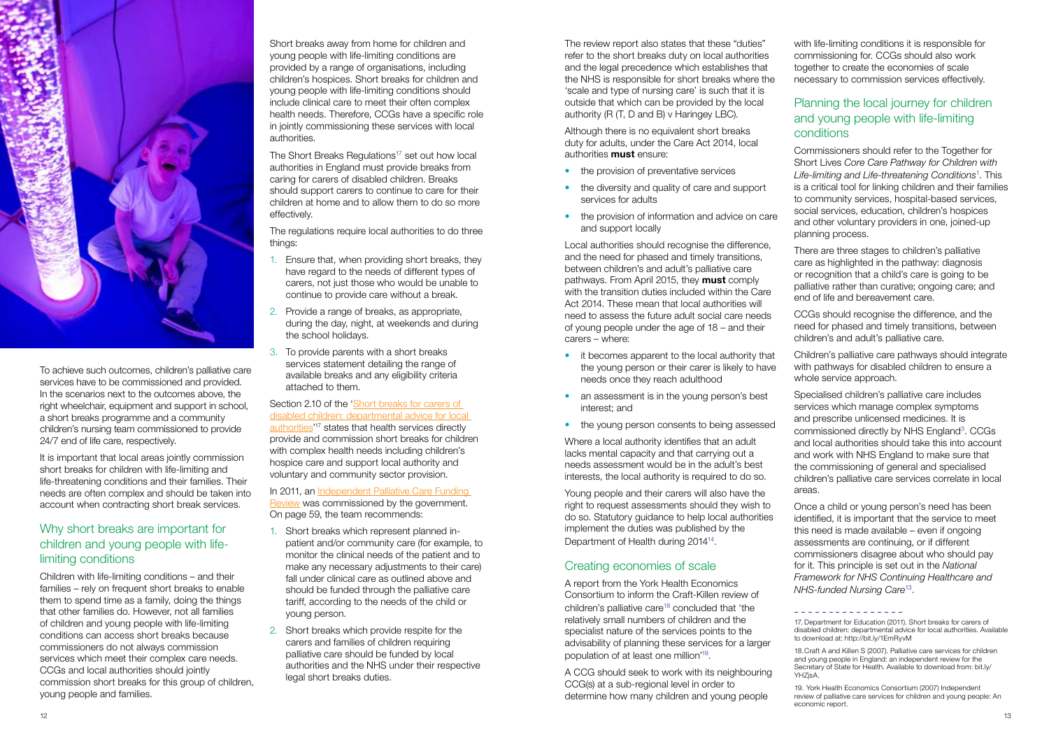To achieve such outcomes, children's palliative care services have to be commissioned and provided. In the scenarios next to the outcomes above, the right wheelchair, equipment and support in school, a short breaks programme and a community children's nursing team commissioned to provide 24/7 end of life care, respectively.

It is important that local areas jointly commission short breaks for children with life-limiting and life-threatening conditions and their families. Their needs are often complex and should be taken into account when contracting short break services.

## Why short breaks are important for children and young people with life-limiting conditions

Children with life-limiting conditions – and their families – rely on frequent short breaks to enable them to spend time as a family, doing the things that other families do. However, not all families of children and young people with life-limiting conditions can access short breaks because commissioners do not always commission services which meet their complex care needs. CCGs and local authorities should jointly commission short breaks for this group of children, young people and families.

Short breaks away from home for children and young people with life-limiting conditions are provided by a range of organisations, including children's hospices. Short breaks for children and young people with life-limiting conditions should include clinical care to meet their often complex health needs. Therefore, CCGs have a specific role in jointly commissioning these services with local authorities.

The Short Breaks Regulations[17] set out how local authorities in England must provide breaks from caring for carers of disabled children. Breaks should support carers to continue to care for their children at home and to allow them to do so more effectively.

The regulations require local authorities to do three things:

1. Ensure that, when providing short breaks, they have regard to the needs of different types of carers, not just those who would be unable to continue to provide care without a break.
2. Provide a range of breaks, as appropriate, during the day, night, at weekends and during the school holidays.
3. To provide parents with a short breaks services statement detailing the range of available breaks and any eligibility criteria attached to them.

Section 2.10 of the 'Short breaks for carers of disabled children: departmental advice for local authorities'[17] states that health services directly provide and commission short breaks for children with complex health needs including children's hospice care and support local authority and voluntary and community sector provision.

In 2011, an Independent Palliative Care Funding Review was commissioned by the government. On page 59, the team recommends:

1. Short breaks which represent planned in-patient and/or community care (for example, to monitor the clinical needs of the patient and to make any necessary adjustments to their care) fall under clinical care as outlined above and should be funded through the palliative care tariff, according to the needs of the child or young person.
2. Short breaks which provide respite for the carers and families of children requiring palliative care should be funded by local authorities and the NHS under their respective legal short breaks duties.

The review report also states that these "duties" refer to the short breaks duty on local authorities and the legal precedence which establishes that the NHS is responsible for short breaks where the 'scale and type of nursing care' is such that it is outside that which can be provided by the local authority (R (T, D and B) v Haringey LBC).

Although there is no equivalent short breaks duty for adults, under the Care Act 2014, local authorities **must** ensure:

- the provision of preventative services
- the diversity and quality of care and support services for adults
- the provision of information and advice on care and support locally

Local authorities should recognise the difference, and the need for phased and timely transitions, between children's and adult's palliative care pathways. From April 2015, they **must** comply with the transition duties included within the Care Act 2014. These mean that local authorities will need to assess the future adult social care needs of young people under the age of 18 – and their carers – where:

- it becomes apparent to the local authority that the young person or their carer is likely to have needs once they reach adulthood
- an assessment is in the young person's best interest; and
- the young person consents to being assessed

Where a local authority identifies that an adult lacks mental capacity and that carrying out a needs assessment would be in the adult's best interests, the local authority is required to do so.

Young people and their carers will also have the right to request assessments should they wish to do so. Statutory guidance to help local authorities implement the duties was published by the Department of Health during 2014[14].

## Creating economies of scale

A report from the York Health Economics Consortium to inform the Craft-Killen review of children's palliative care[18] concluded that 'the relatively small numbers of children and the specialist nature of the services points to the advisability of planning these services for a larger population of at least one million'[19].

A CCG should seek to work with its neighbouring CCG(s) at a sub-regional level in order to determine how many children and young people with life-limiting conditions it is responsible for commissioning for. CCGs should also work together to create the economies of scale necessary to commission services effectively.

## Planning the local journey for children and young people with life-limiting conditions

Commissioners should refer to the Together for Short Lives *Core Care Pathway for Children with Life-limiting and Life-threatening Conditions*[1]. This is a critical tool for linking children and their families to community services, hospital-based services, social services, education, children's hospices and other voluntary providers in one, joined-up planning process.

There are three stages to children's palliative care as highlighted in the pathway: diagnosis or recognition that a child's care is going to be palliative rather than curative; ongoing care; and end of life and bereavement care.

CCGs should recognise the difference, and the need for phased and timely transitions, between children's and adult's palliative care.

Children's palliative care pathways should integrate with pathways for disabled children to ensure a whole service approach.

Specialised children's palliative care includes services which manage complex symptoms and prescribe unlicensed medicines. It is commissioned directly by NHS England[3]. CCGs and local authorities should take this into account and work with NHS England to make sure that the commissioning of general and specialised children's palliative care services correlate in local areas.

Once a child or young person's need has been identified, it is important that the service to meet this need is made available – even if ongoing assessments are continuing, or if different commissioners disagree about who should pay for it. This principle is set out in the *National Framework for NHS Continuing Healthcare and NHS-funded Nursing Care*[13].

---

17. Department for Education (2011). Short breaks for carers of disabled children: departmental advice for local authorities. Available to download at: http://bit.ly/1EmRyvM

18. Craft A and Killen S (2007). Palliative care services for children and young people in England: an independent review for the Secretary of State for Health. Available to download from: bit.ly/YHZjsA.

19. York Health Economics Consortium (2007) Independent review of palliative care services for children and young people: An economic report.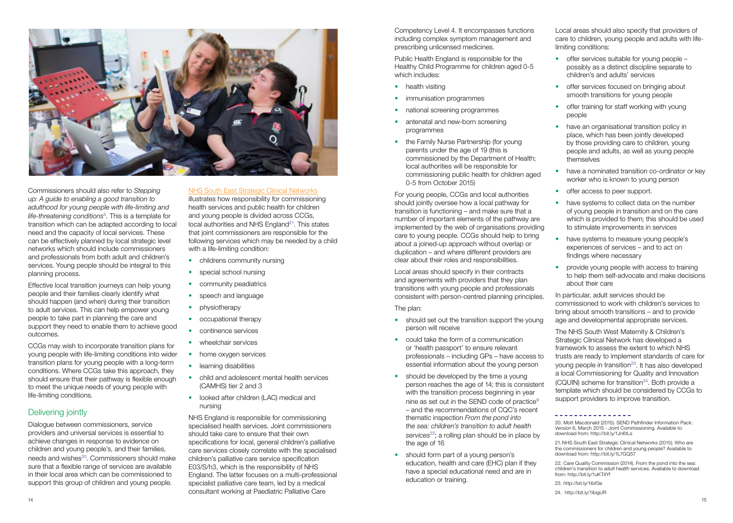Commissioners should also refer to *Stepping up: A guide to enabling a good transition to adulthood for young people with life-limiting and life-threatening conditions*[5]. This is a template for transition which can be adapted according to local need and the capacity of local services. These can be effectively planned by local strategic level networks which should include commissioners and professionals from both adult and children's services. Young people should be integral to this planning process.

Effective local transition journeys can help young people and their families clearly identify what should happen (and when) during their transition to adult services. This can help empower young people to take part in planning the care and support they need to enable them to achieve good outcomes.

CCGs may wish to incorporate transition plans for young people with life-limiting conditions into wider transition plans for young people with a long-term conditions. Where CCGs take this approach, they should ensure that their pathway is flexible enough to meet the unique needs of young people with life-limiting conditions.

## Delivering jointly

Dialogue between commissioners, service providers and universal services is essential to achieve changes in response to evidence on children and young people's, and their families, needs and wishes[20]. Commissioners should make sure that a flexible range of services are available in their local area which can be commissioned to support this group of children and young people.

NHS South East Strategic Clinical Networks illustrates how responsibility for commissioning health services and public health for children and young people is divided across CCGs, local authorities and NHS England[21]. This states that joint commissioners are responsible for the following services which may be needed by a child with a life-limiting condition:

- childrens community nursing
- special school nursing
- community peadiatrics
- speech and language
- physiotherapy
- occupational therapy
- continence services
- wheelchair services
- home oxygen services
- learning disabilities
- child and adolescent mental health services (CAMHS) tier 2 and 3
- looked after children (LAC) medical and nursing

NHS England is responsible for commissioning specialised health services. Joint commissioners should take care to ensure that their own specifications for local, general children's palliative care services closely correlate with the specialised children's palliative care service specification E03/S/h3, which is the responsibility of NHS England. The latter focuses on a multi-professional specialist palliative care team, led by a medical consultant working at Paediatric Palliative Care Competency Level 4. It encompasses functions including complex symptom management and prescribing unlicensed medicines.

Public Health England is responsible for the Healthy Child Programme for children aged 0-5 which includes:

- health visiting
- immunisation programmes
- national screening programmes
- antenatal and new-born screening programmes
- the Family Nurse Partnership (for young parents under the age of 19 (this is commissioned by the Department of Health; local authorities will be responsible for commissioning public health for children aged 0-5 from October 2015)

For young people, CCGs and local authorities should jointly oversee how a local pathway for transition is functioning – and make sure that a number of important elements of the pathway are implemented by the web of organisations providing care to young people. CCGs should help to bring about a joined-up approach without overlap or duplication – and where different providers are clear about their roles and responsibilities.

Local areas should specify in their contracts and agreements with providers that they plan transitions with young people and professionals consistent with person-centred planning principles.

The plan:

- should set out the transition support the young person will receive
- could take the form of a communication or 'health passport' to ensure relevant professionals – including GPs – have access to essential information about the young person
- should be developed by the time a young person reaches the age of 14; this is consistent with the transition process beginning in year nine as set out in the SEND code of practice[9] – and the recommendations of CQC's recent thematic inspection *From the pond into the sea: children's transition to adult health services*[22]; a rolling plan should be in place by the age of 16
- should form part of a young person's education, health and care (EHC) plan if they have a special educational need and are in education or training.

Local areas should also specify that providers of care to children, young people and adults with life-limiting conditions:

- offer services suitable for young people – possibly as a distinct discipline separate to children's and adults' services
- offer services focused on bringing about smooth transitions for young people
- offer training for staff working with young people
- have an organisational transition policy in place, which has been jointly developed by those providing care to children, young people and adults, as well as young people themselves
- have a nominated transition co-ordinator or key worker who is known to young person
- offer access to peer support.
- have systems to collect data on the number of young people in transition and on the care which is provided to them; this should be used to stimulate improvements in services
- have systems to measure young people's experiences of services – and to act on findings where necessary
- provide young people with access to training to help them self-advocate and make decisions about their care

In particular, adult services should be commissioned to work with children's services to bring about smooth transitions – and to provide age and developmental appropriate services.

The NHS South West Maternity & Children's Strategic Clinical Network has developed a framework to assess the extent to which NHS trusts are ready to implement standards of care for young people in transition[23]. It has also developed a local Commissioning for Quality and Innovation (CQUIN) scheme for transition[24]. Both provide a template which should be considered by CCGs to support providers to improve transition.

---

20. Mott Macdonald (2015). SEND Pathfinder Information Pack: Version 6, March 2015 - Joint Commissioning. Available to download from: http://bit.ly/1Jn6tLs

21. NHS South East Strategic Clinical Networks (2015). Who are the commissioners for children and young people? Available to download from: http://bit.ly/1L7GQ57

22. Care Quality Commission (2014). From the pond into the sea: children's transition to adult health services. Available to download from: http://bit.ly/1uKT4Yf

23. http://bit.ly/1ibif3e

24. http://bit.ly/1ibigUR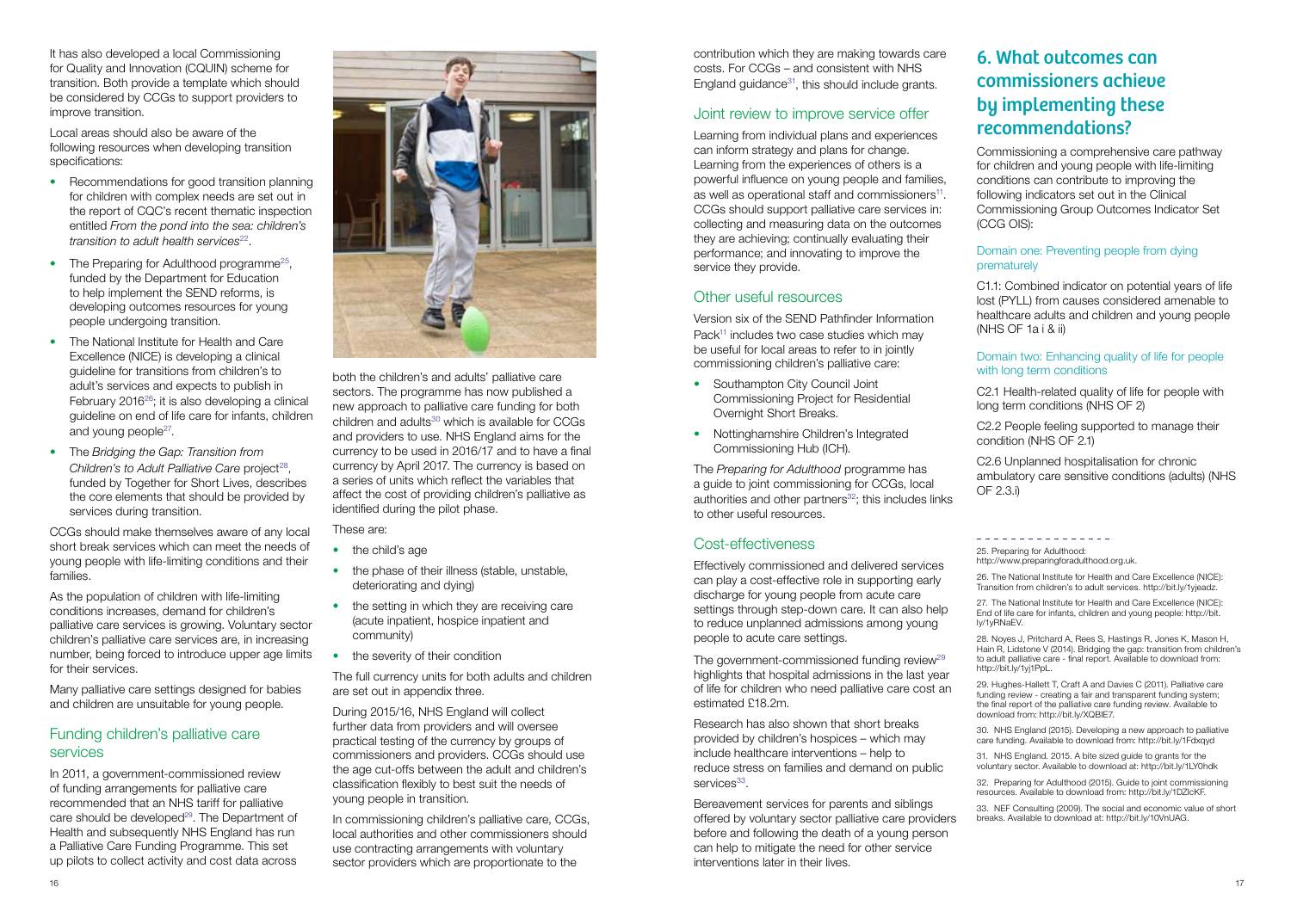It has also developed a local Commissioning for Quality and Innovation (CQUIN) scheme for transition. Both provide a template which should be considered by CCGs to support providers to improve transition.

Local areas should also be aware of the following resources when developing transition specifications:

- Recommendations for good transition planning for children with complex needs are set out in the report of CQC's recent thematic inspection entitled *From the pond into the sea: children's transition to adult health services*[22].
- The Preparing for Adulthood programme[25], funded by the Department for Education to help implement the SEND reforms, is developing outcomes resources for young people undergoing transition.
- The National Institute for Health and Care Excellence (NICE) is developing a clinical guideline for transitions from children's to adult's services and expects to publish in February 2016[26]; it is also developing a clinical guideline on end of life care for infants, children and young people[27].
- The *Bridging the Gap: Transition from Children's to Adult Palliative Care* project[28], funded by Together for Short Lives, describes the core elements that should be provided by services during transition.

CCGs should make themselves aware of any local short break services which can meet the needs of young people with life-limiting conditions and their families.

As the population of children with life-limiting conditions increases, demand for children's palliative care services is growing. Voluntary sector children's palliative care services are, in increasing number, being forced to introduce upper age limits for their services.

Many palliative care settings designed for babies and children are unsuitable for young people.

## Funding children's palliative care services

In 2011, a government-commissioned review of funding arrangements for palliative care recommended that an NHS tariff for palliative care should be developed[29]. The Department of Health and subsequently NHS England has run a Palliative Care Funding Programme. This set up pilots to collect activity and cost data across both the children's and adults' palliative care sectors. The programme has now published a new approach to palliative care funding for both children and adults[30] which is available for CCGs and providers to use. NHS England aims for the currency to be used in 2016/17 and to have a final currency by April 2017. The currency is based on a series of units which reflect the variables that affect the cost of providing children's palliative as identified during the pilot phase.

These are:

- the child's age
- the phase of their illness (stable, unstable, deteriorating and dying)
- the setting in which they are receiving care (acute inpatient, hospice inpatient and community)
- the severity of their condition

The full currency units for both adults and children are set out in appendix three.

During 2015/16, NHS England will collect further data from providers and will oversee practical testing of the currency by groups of commissioners and providers. CCGs should use the age cut-offs between the adult and children's classification flexibly to best suit the needs of young people in transition.

In commissioning children's palliative care, CCGs, local authorities and other commissioners should use contracting arrangements with voluntary sector providers which are proportionate to the contribution which they are making towards care costs. For CCGs – and consistent with NHS England guidance[31], this should include grants.

## Joint review to improve service offer

Learning from individual plans and experiences can inform strategy and plans for change. Learning from the experiences of others is a powerful influence on young people and families, as well as operational staff and commissioners[11]. CCGs should support palliative care services in: collecting and measuring data on the outcomes they are achieving; continually evaluating their performance; and innovating to improve the service they provide.

## Other useful resources

Version six of the SEND Pathfinder Information Pack[11] includes two case studies which may be useful for local areas to refer to in jointly commissioning children's palliative care:

- Southampton City Council Joint Commissioning Project for Residential Overnight Short Breaks.
- Nottinghamshire Children's Integrated Commissioning Hub (ICH).

The *Preparing for Adulthood* programme has a guide to joint commissioning for CCGs, local authorities and other partners[32]; this includes links to other useful resources.

## Cost-effectiveness

Effectively commissioned and delivered services can play a cost-effective role in supporting early discharge for young people from acute care settings through step-down care. It can also help to reduce unplanned admissions among young people to acute care settings.

The government-commissioned funding review[29] highlights that hospital admissions in the last year of life for children who need palliative care cost an estimated £18.2m.

Research has also shown that short breaks provided by children's hospices – which may include healthcare interventions – help to reduce stress on families and demand on public services[33].

Bereavement services for parents and siblings offered by voluntary sector palliative care providers before and following the death of a young person can help to mitigate the need for other service interventions later in their lives.

# 6. What outcomes can commissioners achieve by implementing these recommendations?

Commissioning a comprehensive care pathway for children and young people with life-limiting conditions can contribute to improving the following indicators set out in the Clinical Commissioning Group Outcomes Indicator Set (CCG OIS):

### Domain one: Preventing people from dying prematurely

C1.1: Combined indicator on potential years of life lost (PYLL) from causes considered amenable to healthcare adults and children and young people (NHS OF 1a i & ii)

### Domain two: Enhancing quality of life for people with long term conditions

C2.1 Health-related quality of life for people with long term conditions (NHS OF 2)

C2.2 People feeling supported to manage their condition (NHS OF 2.1)

C2.6 Unplanned hospitalisation for chronic ambulatory care sensitive conditions (adults) (NHS OF 2.3.i)

---

25. Preparing for Adulthood: http://www.preparingforadulthood.org.uk.

26. The National Institute for Health and Care Excellence (NICE): Transition from children's to adult services. http://bit.ly/1yjeadz.

27. The National Institute for Health and Care Excellence (NICE): End of life care for infants, children and young people: http://bit.ly/1yRNaEV.

28. Noyes J, Pritchard A, Rees S, Hastings R, Jones K, Mason H, Hain R, Lidstone V (2014). Bridging the gap: transition from children's to adult palliative care - final report. Available to download from: http://bit.ly/1yj1PpL.

29. Hughes-Hallett T, Craft A and Davies C (2011). Palliative care funding review - creating a fair and transparent funding system; the final report of the palliative care funding review. Available to download from: http://bit.ly/XQBIE7.

30. NHS England (2015). Developing a new approach to palliative care funding. Available to download from: http://bit.ly/1Fdxqyd

31. NHS England. 2015. A bite sized guide to grants for the voluntary sector. Available to download at: http://bit.ly/1LY0hdk

32. Preparing for Adulthood (2015). Guide to joint commissioning resources. Available to download from: http://bit.ly/1DZlcKF.

33. NEF Consulting (2009). The social and economic value of short breaks. Available to download at: http://bit.ly/10VnUAG.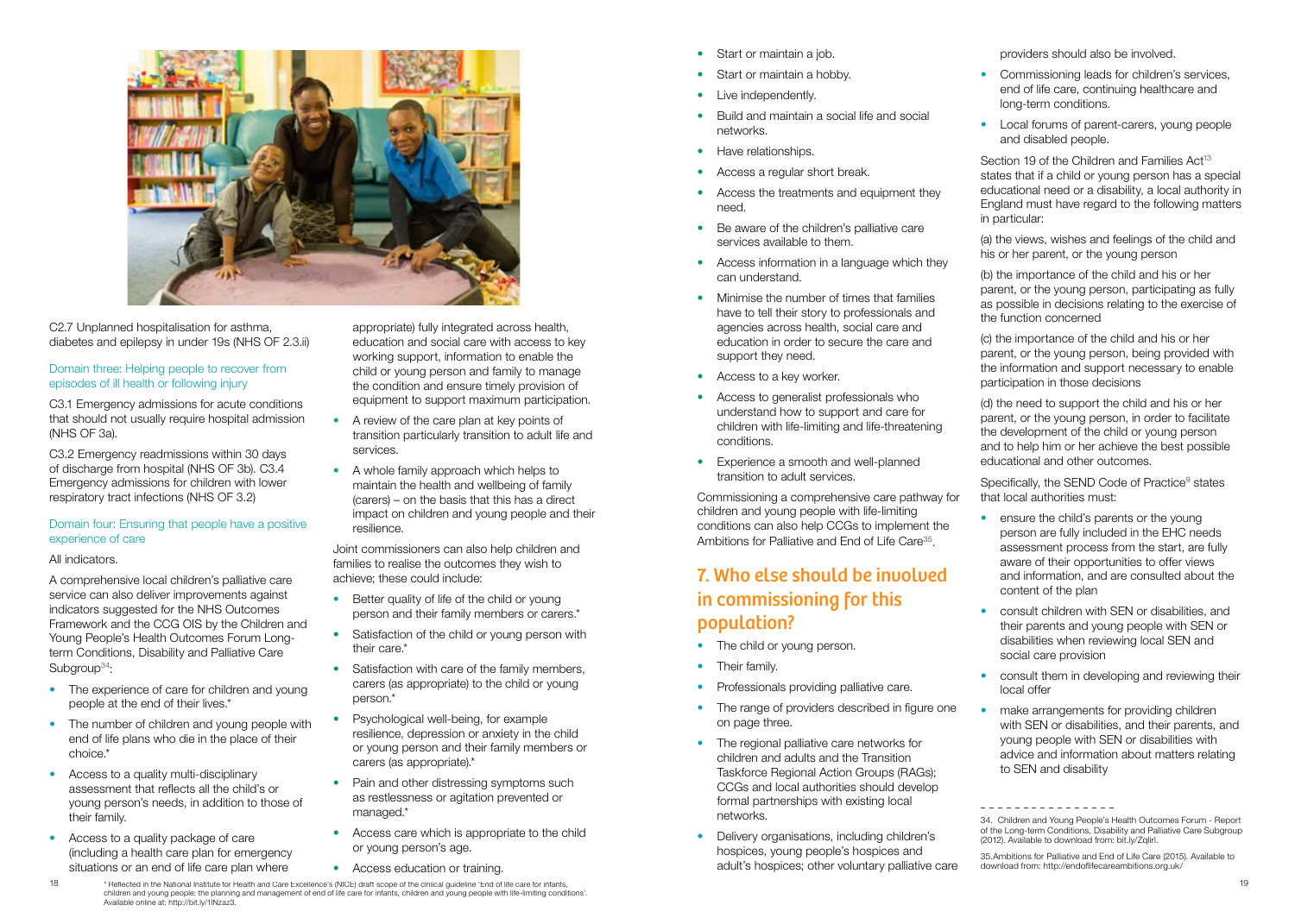C2.7 Unplanned hospitalisation for asthma, diabetes and epilepsy in under 19s (NHS OF 2.3.ii)

### Domain three: Helping people to recover from episodes of ill health or following injury

C3.1 Emergency admissions for acute conditions that should not usually require hospital admission (NHS OF 3a).

C3.2 Emergency readmissions within 30 days of discharge from hospital (NHS OF 3b). C3.4 Emergency admissions for children with lower respiratory tract infections (NHS OF 3.2)

### Domain four: Ensuring that people have a positive experience of care

All indicators.

A comprehensive local children's palliative care service can also deliver improvements against indicators suggested for the NHS Outcomes Framework and the CCG OIS by the Children and Young People's Health Outcomes Forum Long-term Conditions, Disability and Palliative Care Subgroup[34]:

- The experience of care for children and young people at the end of their lives.*
- The number of children and young people with end of life plans who die in the place of their choice.*
- Access to a quality multi-disciplinary assessment that reflects all the child's or young person's needs, in addition to those of their family.
- Access to a quality package of care (including a health care plan for emergency situations or an end of life care plan where appropriate) fully integrated across health, education and social care with access to key working support, information to enable the child or young person and family to manage the condition and ensure timely provision of equipment to support maximum participation.
- A review of the care plan at key points of transition particularly transition to adult life and services.
- A whole family approach which helps to maintain the health and wellbeing of family (carers) – on the basis that this has a direct impact on children and young people and their resilience.

Joint commissioners can also help children and families to realise the outcomes they wish to achieve; these could include:

- Better quality of life of the child or young person and their family members or carers.*
- Satisfaction of the child or young person with their care.*
- Satisfaction with care of the family members, carers (as appropriate) to the child or young person.*
- Psychological well-being, for example resilience, depression or anxiety in the child or young person and their family members or carers (as appropriate).*
- Pain and other distressing symptoms such as restlessness or agitation prevented or managed.*
- Access care which is appropriate to the child or young person's age.
- Access education or training.
- Start or maintain a job.
- Start or maintain a hobby.
- Live independently.
- Build and maintain a social life and social networks.
- Have relationships.
- Access a regular short break.
- Access the treatments and equipment they need.
- Be aware of the children's palliative care services available to them.
- Access information in a language which they can understand.
- Minimise the number of times that families have to tell their story to professionals and agencies across health, social care and education in order to secure the care and support they need.
- Access to a key worker.
- Access to generalist professionals who understand how to support and care for children with life-limiting and life-threatening conditions.
- Experience a smooth and well-planned transition to adult services.

Commissioning a comprehensive care pathway for children and young people with life-limiting conditions can also help CCGs to implement the Ambitions for Palliative and End of Life Care[35].

## 7. Who else should be involved in commissioning for this population?

- The child or young person.
- Their family.
- Professionals providing palliative care.
- The range of providers described in figure one on page three.
- The regional palliative care networks for children and adults and the Transition Taskforce Regional Action Groups (RAGs); CCGs and local authorities should develop formal partnerships with existing local networks.
- Delivery organisations, including children's hospices, young people's hospices and adult's hospices; other voluntary palliative care providers should also be involved.
- Commissioning leads for children's services, end of life care, continuing healthcare and long-term conditions.
- Local forums of parent-carers, young people and disabled people.

Section 19 of the Children and Families Act[13] states that if a child or young person has a special educational need or a disability, a local authority in England must have regard to the following matters in particular:

(a) the views, wishes and feelings of the child and his or her parent, or the young person

(b) the importance of the child and his or her parent, or the young person, participating as fully as possible in decisions relating to the exercise of the function concerned

(c) the importance of the child and his or her parent, or the young person, being provided with the information and support necessary to enable participation in those decisions

(d) the need to support the child and his or her parent, or the young person, in order to facilitate the development of the child or young person and to help him or her achieve the best possible educational and other outcomes.

Specifically, the SEND Code of Practice[9] states that local authorities must:

- ensure the child's parents or the young person are fully included in the EHC needs assessment process from the start, are fully aware of their opportunities to offer views and information, and are consulted about the content of the plan
- consult children with SEN or disabilities, and their parents and young people with SEN or disabilities when reviewing local SEN and social care provision
- consult them in developing and reviewing their local offer
- make arrangements for providing children with SEN or disabilities, and their parents, and young people with SEN or disabilities with advice and information about matters relating to SEN and disability

---

34. Children and Young People's Health Outcomes Forum - Report of the Long-term Conditions, Disability and Palliative Care Subgroup (2012). Available to download from: bit.ly/Zqlirl.

35. Ambitions for Palliative and End of Life Care (2015). Available to download from: http://endoflifecareambitions.org.uk/

\* Reflected in the National Institute for Health and Care Excellence's (NICE) draft scope of the clinical guideline 'End of life care for infants, children and young people: the planning and management of end of life care for infants, children and young people with life-limiting conditions'. Available online at: http://bit.ly/1lNzaz3.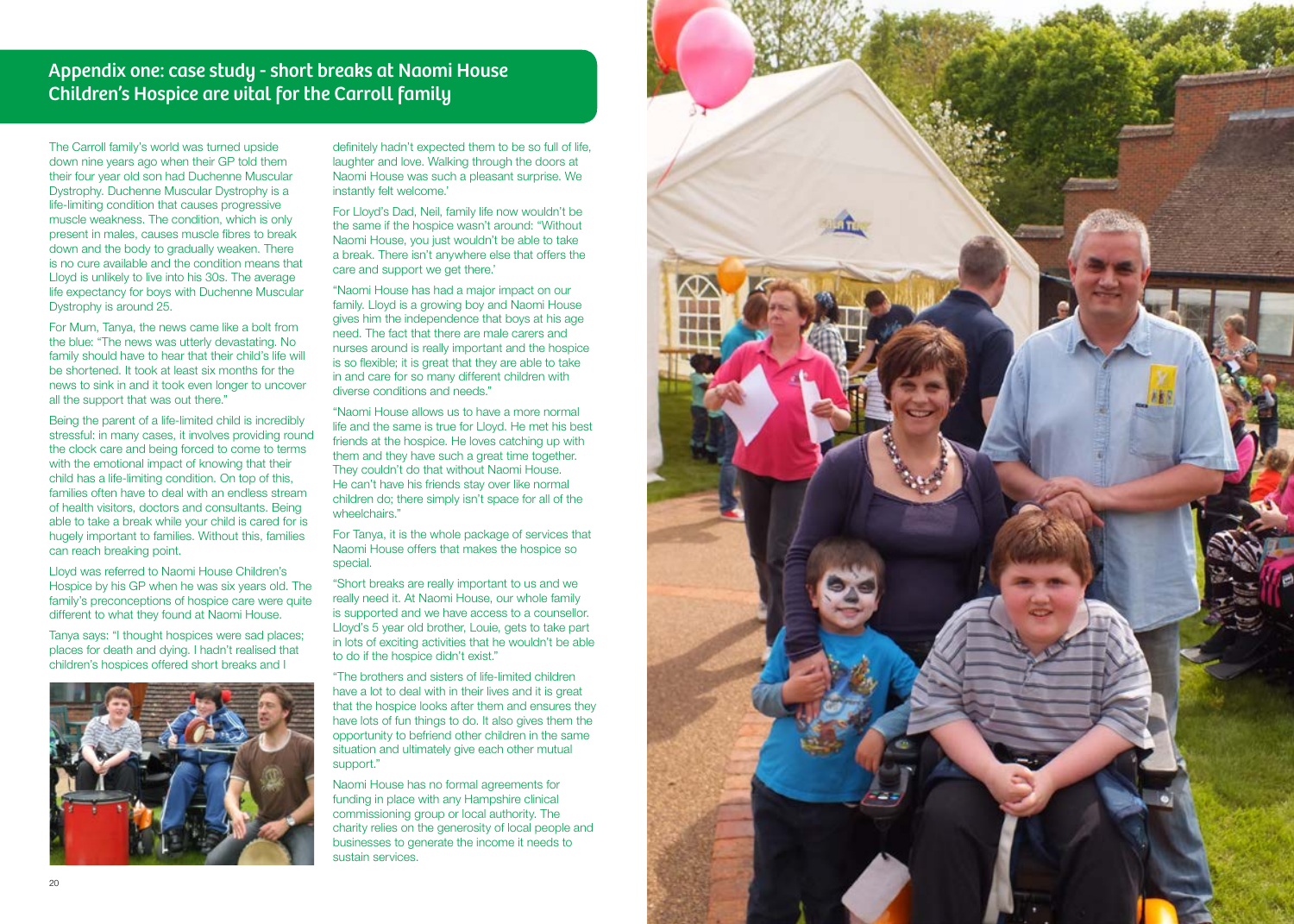## Appendix one: case study - short breaks at Naomi House Children's Hospice are vital for the Carroll family

The Carroll family's world was turned upside down nine years ago when their GP told them their four year old son had Duchenne Muscular Dystrophy. Duchenne Muscular Dystrophy is a life-limiting condition that causes progressive muscle weakness. The condition, which is only present in males, causes muscle fibres to break down and the body to gradually weaken. There is no cure available and the condition means that Lloyd is unlikely to live into his 30s. The average life expectancy for boys with Duchenne Muscular Dystrophy is around 25.

For Mum, Tanya, the news came like a bolt from the blue: "The news was utterly devastating. No family should have to hear that their child's life will be shortened. It took at least six months for the news to sink in and it took even longer to uncover all the support that was out there."

Being the parent of a life-limited child is incredibly stressful: in many cases, it involves providing round the clock care and being forced to come to terms with the emotional impact of knowing that their child has a life-limiting condition. On top of this, families often have to deal with an endless stream of health visitors, doctors and consultants. Being able to take a break while your child is cared for is hugely important to families. Without this, families can reach breaking point.

Lloyd was referred to Naomi House Children's Hospice by his GP when he was six years old. The family's preconceptions of hospice care were quite different to what they found at Naomi House.

Tanya says: "I thought hospices were sad places; places for death and dying. I hadn't realised that children's hospices offered short breaks and I definitely hadn't expected them to be so full of life, laughter and love. Walking through the doors at Naomi House was such a pleasant surprise. We instantly felt welcome.'

For Lloyd's Dad, Neil, family life now wouldn't be the same if the hospice wasn't around: "Without Naomi House, you just wouldn't be able to take a break. There isn't anywhere else that offers the care and support we get there.'

"Naomi House has had a major impact on our family. Lloyd is a growing boy and Naomi House gives him the independence that boys at his age need. The fact that there are male carers and nurses around is really important and the hospice is so flexible; it is great that they are able to take in and care for so many different children with diverse conditions and needs."

"Naomi House allows us to have a more normal life and the same is true for Lloyd. He met his best friends at the hospice. He loves catching up with them and they have such a great time together. They couldn't do that without Naomi House. He can't have his friends stay over like normal children do; there simply isn't space for all of the wheelchairs."

For Tanya, it is the whole package of services that Naomi House offers that makes the hospice so special.

"Short breaks are really important to us and we really need it. At Naomi House, our whole family is supported and we have access to a counsellor. Lloyd's 5 year old brother, Louie, gets to take part in lots of exciting activities that he wouldn't be able to do if the hospice didn't exist."

"The brothers and sisters of life-limited children have a lot to deal with in their lives and it is great that the hospice looks after them and ensures they have lots of fun things to do. It also gives them the opportunity to befriend other children in the same situation and ultimately give each other mutual support."

Naomi House has no formal agreements for funding in place with any Hampshire clinical commissioning group or local authority. The charity relies on the generosity of local people and businesses to generate the income it needs to sustain services.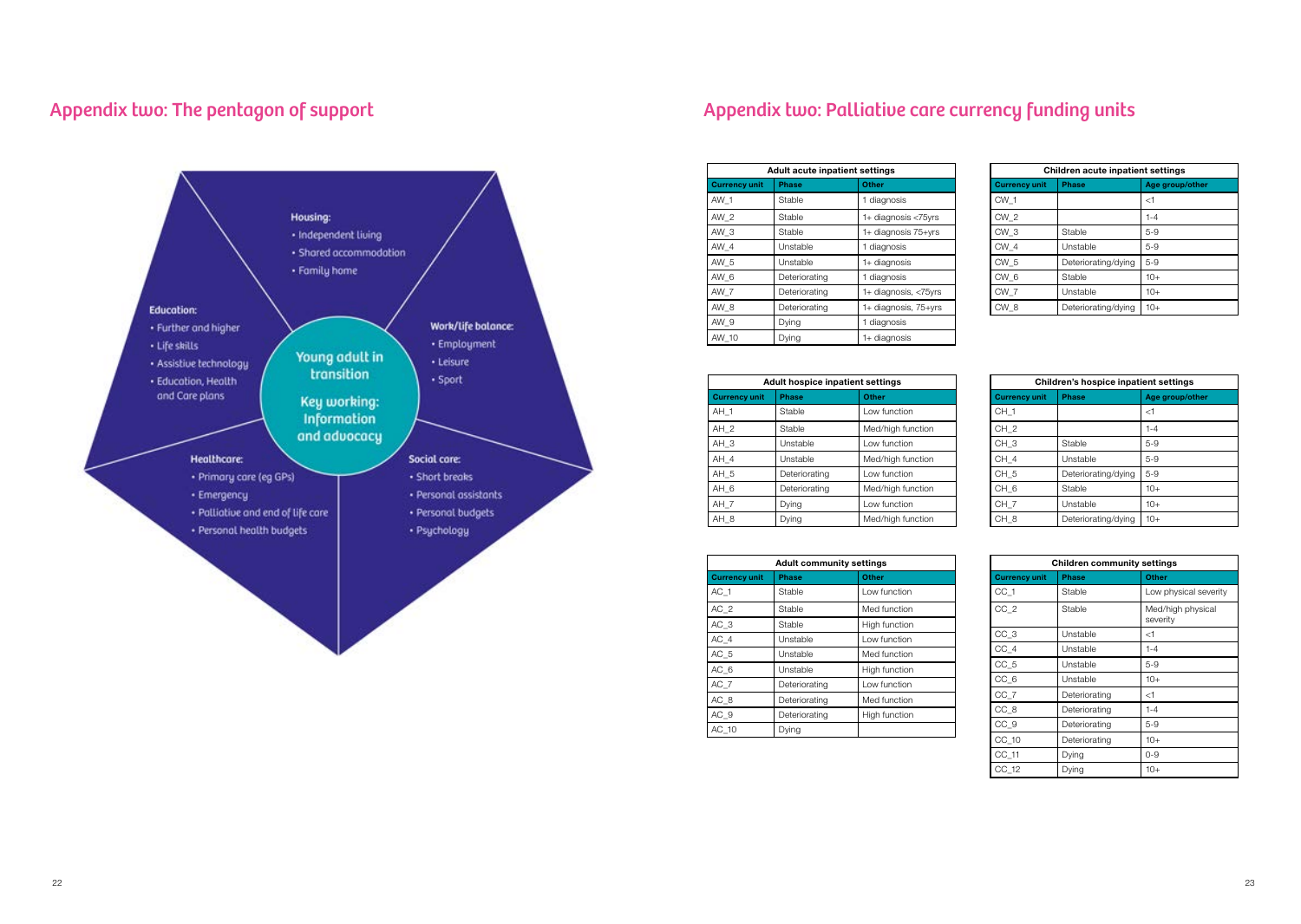## Appendix two: The pentagon of support

**Housing:**
- Independent living
- Shared accommodation
- Family home

**Education:**
- Further and higher
- Life skills
- Assistive technology
- Education, Health and Care plans

**Work/life balance:**
- Employment
- Leisure
- Sport

**Young adult in transition**

**Key working: Information and advocacy**

**Healthcare:**
- Primary care (eg GPs)
- Emergency
- Palliative and end of life care
- Personal health budgets

**Social care:**
- Short breaks
- Personal assistants
- Personal budgets
- Psychology

## Appendix two: Palliative care currency funding units

**Adult acute inpatient settings**

| Currency unit | Phase | Other |
|---|---|---|
| AW_1 | Stable | 1 diagnosis |
| AW_2 | Stable | 1+ diagnosis <75yrs |
| AW_3 | Stable | 1+ diagnosis 75+yrs |
| AW_4 | Unstable | 1 diagnosis |
| AW_5 | Unstable | 1+ diagnosis |
| AW_6 | Deteriorating | 1 diagnosis |
| AW_7 | Deteriorating | 1+ diagnosis, <75yrs |
| AW_8 | Deteriorating | 1+ diagnosis, 75+yrs |
| AW_9 | Dying | 1 diagnosis |
| AW_10 | Dying | 1+ diagnosis |

**Children acute inpatient settings**

| Currency unit | Phase | Age group/other |
|---|---|---|
| CW_1 | | <1 |
| CW_2 | | 1-4 |
| CW_3 | Stable | 5-9 |
| CW_4 | Unstable | 5-9 |
| CW_5 | Deteriorating/dying | 5-9 |
| CW_6 | Stable | 10+ |
| CW_7 | Unstable | 10+ |
| CW_8 | Deteriorating/dying | 10+ |

**Adult hospice inpatient settings**

| Currency unit | Phase | Other |
|---|---|---|
| AH_1 | Stable | Low function |
| AH_2 | Stable | Med/high function |
| AH_3 | Unstable | Low function |
| AH_4 | Unstable | Med/high function |
| AH_5 | Deteriorating | Low function |
| AH_6 | Deteriorating | Med/high function |
| AH_7 | Dying | Low function |
| AH_8 | Dying | Med/high function |

**Children's hospice inpatient settings**

| Currency unit | Phase | Age group/other |
|---|---|---|
| CH_1 | | <1 |
| CH_2 | | 1-4 |
| CH_3 | Stable | 5-9 |
| CH_4 | Unstable | 5-9 |
| CH_5 | Deteriorating/dying | 5-9 |
| CH_6 | Stable | 10+ |
| CH_7 | Unstable | 10+ |
| CH_8 | Deteriorating/dying | 10+ |

**Adult community settings**

| Currency unit | Phase | Other |
|---|---|---|
| AC_1 | Stable | Low function |
| AC_2 | Stable | Med function |
| AC_3 | Stable | High function |
| AC_4 | Unstable | Low function |
| AC_5 | Unstable | Med function |
| AC_6 | Unstable | High function |
| AC_7 | Deteriorating | Low function |
| AC_8 | Deteriorating | Med function |
| AC_9 | Deteriorating | High function |
| AC_10 | Dying | |

**Children community settings**

| Currency unit | Phase | Other |
|---|---|---|
| CC_1 | Stable | Low physical severity |
| CC_2 | Stable | Med/high physical severity |
| CC_3 | Unstable | <1 |
| CC_4 | Unstable | 1-4 |
| CC_5 | Unstable | 5-9 |
| CC_6 | Unstable | 10+ |
| CC_7 | Deteriorating | <1 |
| CC_8 | Deteriorating | 1-4 |
| CC_9 | Deteriorating | 5-9 |
| CC_10 | Deteriorating | 10+ |
| CC_11 | Dying | 0-9 |
| CC_12 | Dying | 10+ |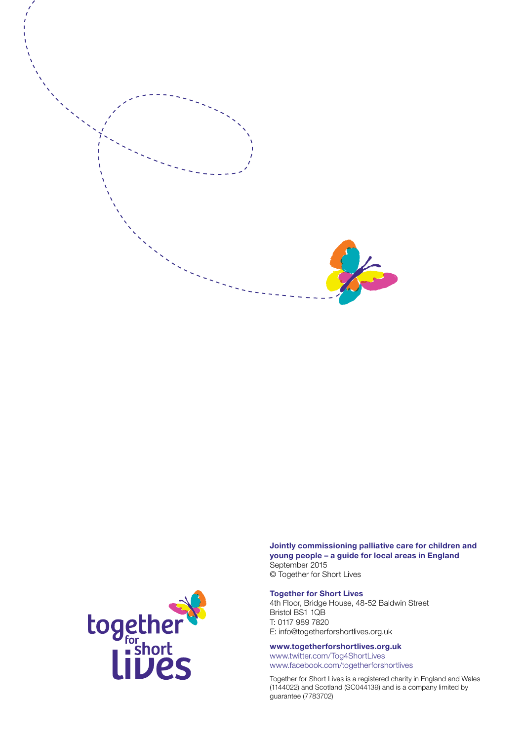**Jointly commissioning palliative care for children and young people – a guide for local areas in England**
September 2015
© Together for Short Lives

**Together for Short Lives**
4th Floor, Bridge House, 48-52 Baldwin Street
Bristol BS1 1QB
T: 0117 989 7820
E: info@togetherforshortlives.org.uk

**www.togetherforshortlives.org.uk**
www.twitter.com/Tog4ShortLives
www.facebook.com/togetherforshortlives

Together for Short Lives is a registered charity in England and Wales (1144022) and Scotland (SC044139) and is a company limited by guarantee (7783702)